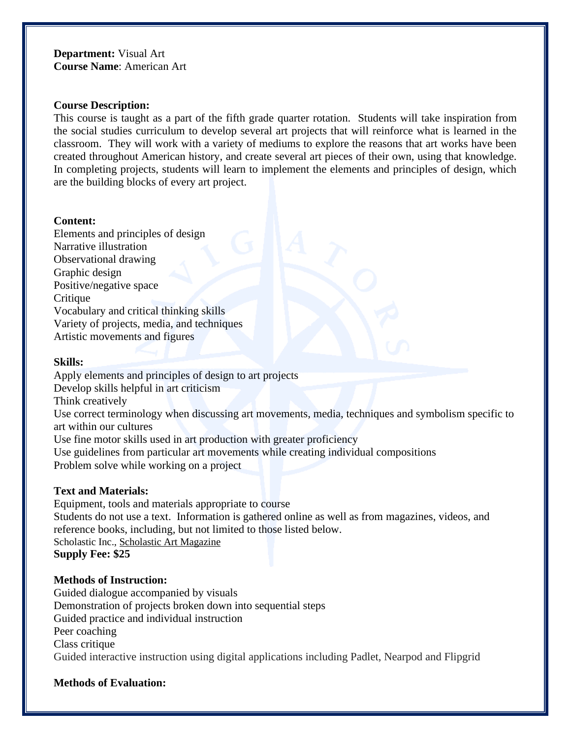**Department:** Visual Art
**Course Name**: American Art

**Course Description:**
This course is taught as a part of the fifth grade quarter rotation. Students will take inspiration from the social studies curriculum to develop several art projects that will reinforce what is learned in the classroom. They will work with a variety of mediums to explore the reasons that art works have been created throughout American history, and create several art pieces of their own, using that knowledge. In completing projects, students will learn to implement the elements and principles of design, which are the building blocks of every art project.

**Content:**
Elements and principles of design
Narrative illustration
Observational drawing
Graphic design
Positive/negative space
Critique
Vocabulary and critical thinking skills
Variety of projects, media, and techniques
Artistic movements and figures

**Skills:**
Apply elements and principles of design to art projects
Develop skills helpful in art criticism
Think creatively
Use correct terminology when discussing art movements, media, techniques and symbolism specific to art within our cultures
Use fine motor skills used in art production with greater proficiency
Use guidelines from particular art movements while creating individual compositions
Problem solve while working on a project

**Text and Materials:**
Equipment, tools and materials appropriate to course
Students do not use a text. Information is gathered online as well as from magazines, videos, and reference books, including, but not limited to those listed below.
Scholastic Inc., Scholastic Art Magazine
**Supply Fee: $25**

**Methods of Instruction:**
Guided dialogue accompanied by visuals
Demonstration of projects broken down into sequential steps
Guided practice and individual instruction
Peer coaching
Class critique
Guided interactive instruction using digital applications including Padlet, Nearpod and Flipgrid

**Methods of Evaluation:**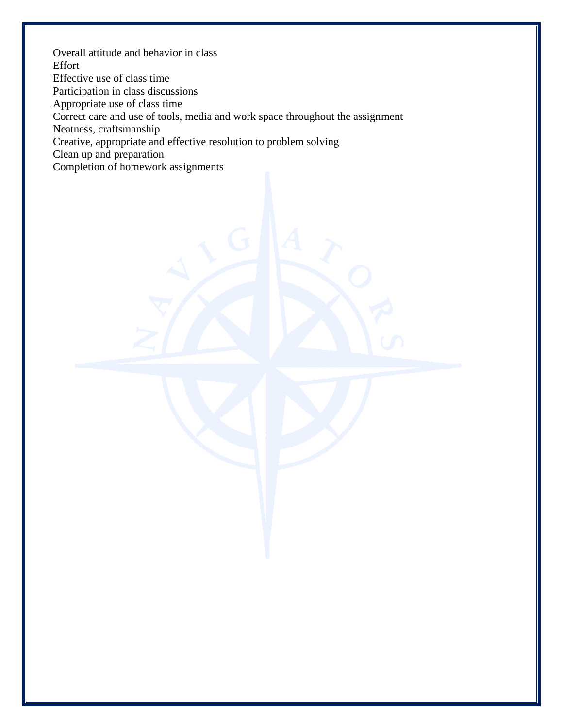Overall attitude and behavior in class
Effort
Effective use of class time
Participation in class discussions
Appropriate use of class time
Correct care and use of tools, media and work space throughout the assignment
Neatness, craftsmanship
Creative, appropriate and effective resolution to problem solving
Clean up and preparation
Completion of homework assignments